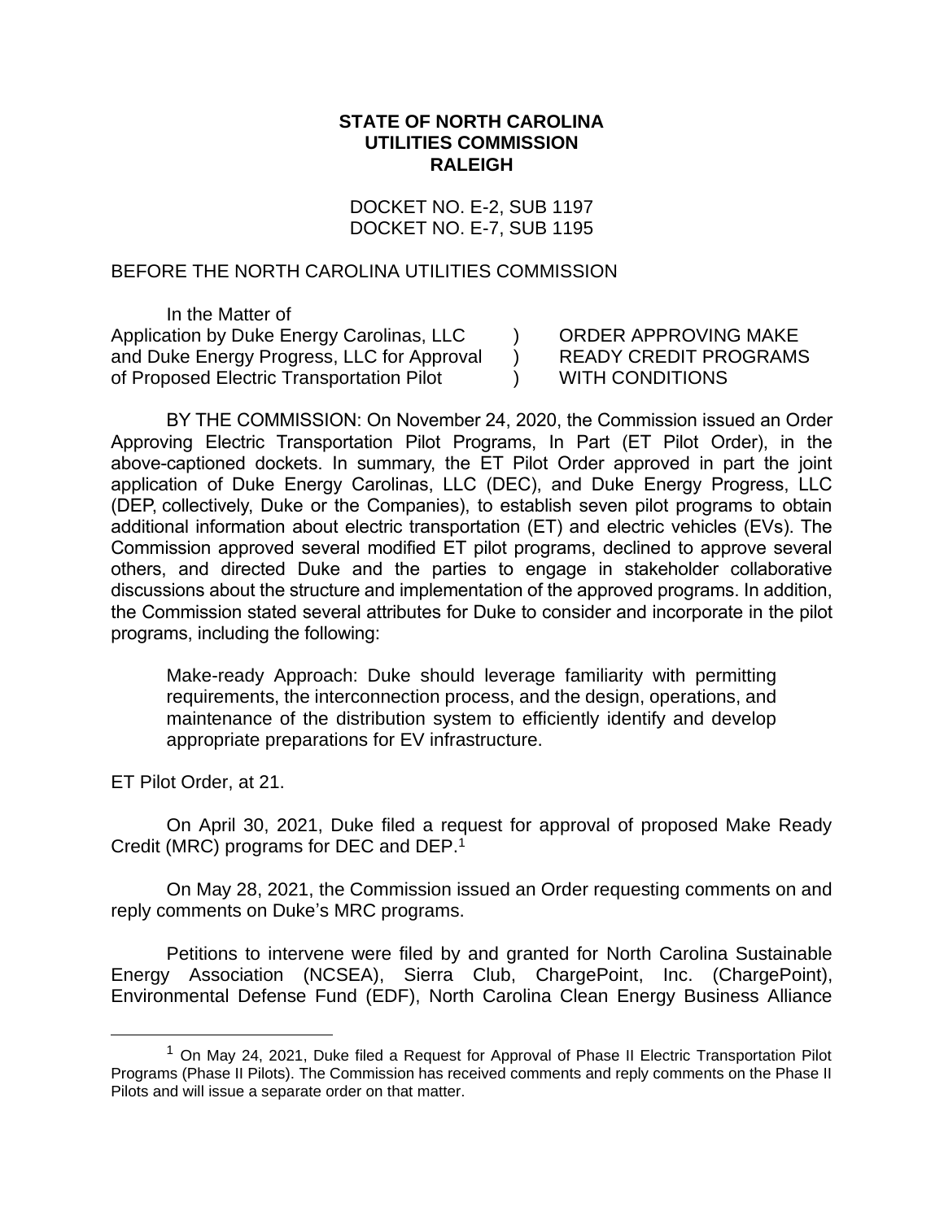**STATE OF NORTH CAROLINA**
**UTILITIES COMMISSION**
**RALEIGH**

DOCKET NO. E-2, SUB 1197
DOCKET NO. E-7, SUB 1195

BEFORE THE NORTH CAROLINA UTILITIES COMMISSION

| In the Matter of | | |
|---|---|---|
| Application by Duke Energy Carolinas, LLC and Duke Energy Progress, LLC for Approval of Proposed Electric Transportation Pilot | ) ) ) | ORDER APPROVING MAKE READY CREDIT PROGRAMS WITH CONDITIONS |

BY THE COMMISSION: On November 24, 2020, the Commission issued an Order Approving Electric Transportation Pilot Programs, In Part (ET Pilot Order), in the above-captioned dockets. In summary, the ET Pilot Order approved in part the joint application of Duke Energy Carolinas, LLC (DEC), and Duke Energy Progress, LLC (DEP, collectively, Duke or the Companies), to establish seven pilot programs to obtain additional information about electric transportation (ET) and electric vehicles (EVs). The Commission approved several modified ET pilot programs, declined to approve several others, and directed Duke and the parties to engage in stakeholder collaborative discussions about the structure and implementation of the approved programs. In addition, the Commission stated several attributes for Duke to consider and incorporate in the pilot programs, including the following:

> Make-ready Approach: Duke should leverage familiarity with permitting requirements, the interconnection process, and the design, operations, and maintenance of the distribution system to efficiently identify and develop appropriate preparations for EV infrastructure.

ET Pilot Order, at 21.

On April 30, 2021, Duke filed a request for approval of proposed Make Ready Credit (MRC) programs for DEC and DEP.[1]

On May 28, 2021, the Commission issued an Order requesting comments on and reply comments on Duke's MRC programs.

Petitions to intervene were filed by and granted for North Carolina Sustainable Energy Association (NCSEA), Sierra Club, ChargePoint, Inc. (ChargePoint), Environmental Defense Fund (EDF), North Carolina Clean Energy Business Alliance

---

[1] On May 24, 2021, Duke filed a Request for Approval of Phase II Electric Transportation Pilot Programs (Phase II Pilots). The Commission has received comments and reply comments on the Phase II Pilots and will issue a separate order on that matter.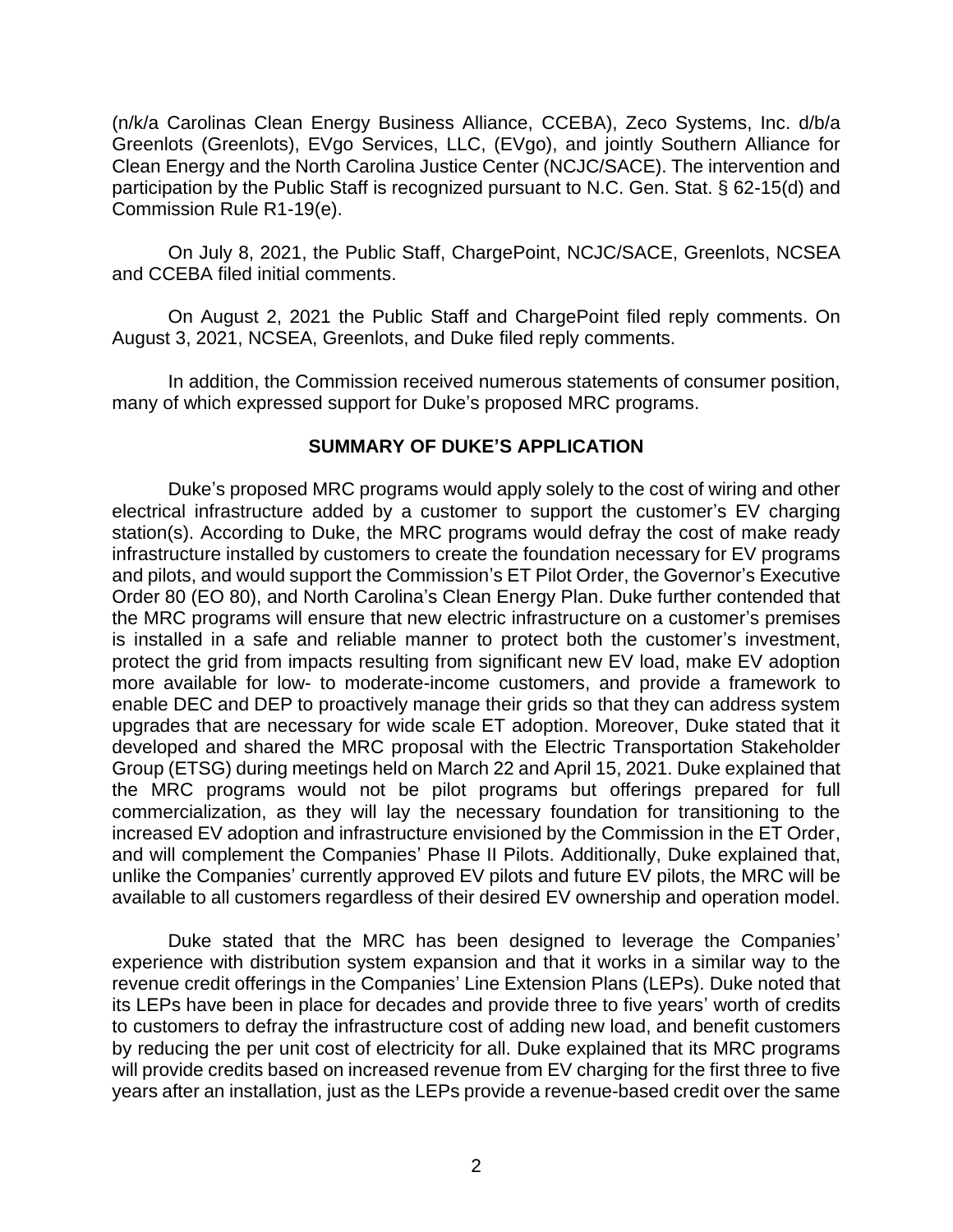(n/k/a Carolinas Clean Energy Business Alliance, CCEBA), Zeco Systems, Inc. d/b/a Greenlots (Greenlots), EVgo Services, LLC, (EVgo), and jointly Southern Alliance for Clean Energy and the North Carolina Justice Center (NCJC/SACE). The intervention and participation by the Public Staff is recognized pursuant to N.C. Gen. Stat. § 62-15(d) and Commission Rule R1-19(e).

On July 8, 2021, the Public Staff, ChargePoint, NCJC/SACE, Greenlots, NCSEA and CCEBA filed initial comments.

On August 2, 2021 the Public Staff and ChargePoint filed reply comments. On August 3, 2021, NCSEA, Greenlots, and Duke filed reply comments.

In addition, the Commission received numerous statements of consumer position, many of which expressed support for Duke's proposed MRC programs.

## SUMMARY OF DUKE'S APPLICATION

Duke's proposed MRC programs would apply solely to the cost of wiring and other electrical infrastructure added by a customer to support the customer's EV charging station(s). According to Duke, the MRC programs would defray the cost of make ready infrastructure installed by customers to create the foundation necessary for EV programs and pilots, and would support the Commission's ET Pilot Order, the Governor's Executive Order 80 (EO 80), and North Carolina's Clean Energy Plan. Duke further contended that the MRC programs will ensure that new electric infrastructure on a customer's premises is installed in a safe and reliable manner to protect both the customer's investment, protect the grid from impacts resulting from significant new EV load, make EV adoption more available for low- to moderate-income customers, and provide a framework to enable DEC and DEP to proactively manage their grids so that they can address system upgrades that are necessary for wide scale ET adoption. Moreover, Duke stated that it developed and shared the MRC proposal with the Electric Transportation Stakeholder Group (ETSG) during meetings held on March 22 and April 15, 2021. Duke explained that the MRC programs would not be pilot programs but offerings prepared for full commercialization, as they will lay the necessary foundation for transitioning to the increased EV adoption and infrastructure envisioned by the Commission in the ET Order, and will complement the Companies' Phase II Pilots. Additionally, Duke explained that, unlike the Companies' currently approved EV pilots and future EV pilots, the MRC will be available to all customers regardless of their desired EV ownership and operation model.

Duke stated that the MRC has been designed to leverage the Companies' experience with distribution system expansion and that it works in a similar way to the revenue credit offerings in the Companies' Line Extension Plans (LEPs). Duke noted that its LEPs have been in place for decades and provide three to five years' worth of credits to customers to defray the infrastructure cost of adding new load, and benefit customers by reducing the per unit cost of electricity for all. Duke explained that its MRC programs will provide credits based on increased revenue from EV charging for the first three to five years after an installation, just as the LEPs provide a revenue-based credit over the same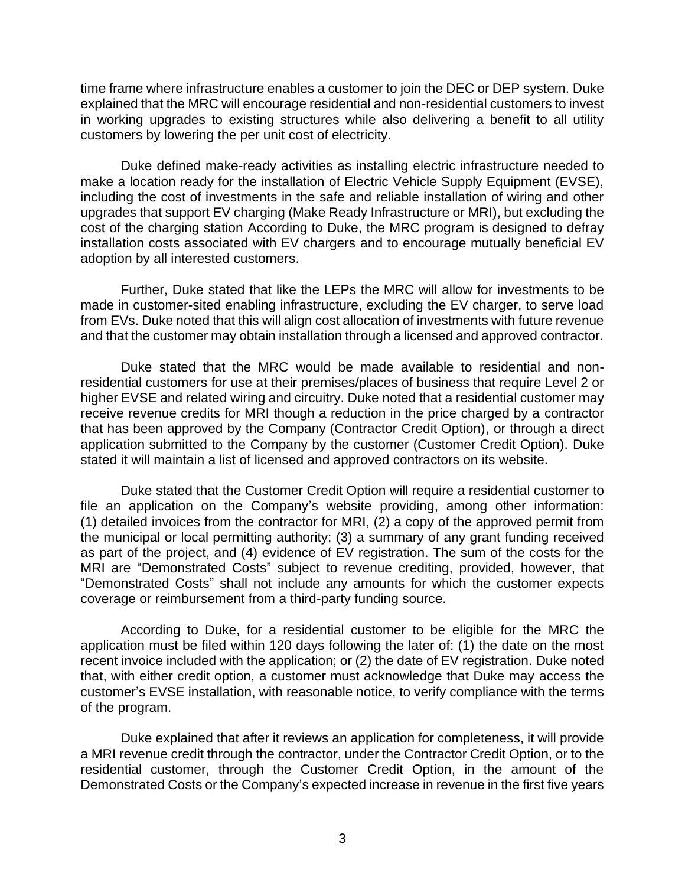time frame where infrastructure enables a customer to join the DEC or DEP system. Duke explained that the MRC will encourage residential and non-residential customers to invest in working upgrades to existing structures while also delivering a benefit to all utility customers by lowering the per unit cost of electricity.

Duke defined make-ready activities as installing electric infrastructure needed to make a location ready for the installation of Electric Vehicle Supply Equipment (EVSE), including the cost of investments in the safe and reliable installation of wiring and other upgrades that support EV charging (Make Ready Infrastructure or MRI), but excluding the cost of the charging station According to Duke, the MRC program is designed to defray installation costs associated with EV chargers and to encourage mutually beneficial EV adoption by all interested customers.

Further, Duke stated that like the LEPs the MRC will allow for investments to be made in customer-sited enabling infrastructure, excluding the EV charger, to serve load from EVs. Duke noted that this will align cost allocation of investments with future revenue and that the customer may obtain installation through a licensed and approved contractor.

Duke stated that the MRC would be made available to residential and non-residential customers for use at their premises/places of business that require Level 2 or higher EVSE and related wiring and circuitry. Duke noted that a residential customer may receive revenue credits for MRI though a reduction in the price charged by a contractor that has been approved by the Company (Contractor Credit Option), or through a direct application submitted to the Company by the customer (Customer Credit Option). Duke stated it will maintain a list of licensed and approved contractors on its website.

Duke stated that the Customer Credit Option will require a residential customer to file an application on the Company's website providing, among other information: (1) detailed invoices from the contractor for MRI, (2) a copy of the approved permit from the municipal or local permitting authority; (3) a summary of any grant funding received as part of the project, and (4) evidence of EV registration. The sum of the costs for the MRI are "Demonstrated Costs" subject to revenue crediting, provided, however, that "Demonstrated Costs" shall not include any amounts for which the customer expects coverage or reimbursement from a third-party funding source.

According to Duke, for a residential customer to be eligible for the MRC the application must be filed within 120 days following the later of: (1) the date on the most recent invoice included with the application; or (2) the date of EV registration. Duke noted that, with either credit option, a customer must acknowledge that Duke may access the customer's EVSE installation, with reasonable notice, to verify compliance with the terms of the program.

Duke explained that after it reviews an application for completeness, it will provide a MRI revenue credit through the contractor, under the Contractor Credit Option, or to the residential customer, through the Customer Credit Option, in the amount of the Demonstrated Costs or the Company's expected increase in revenue in the first five years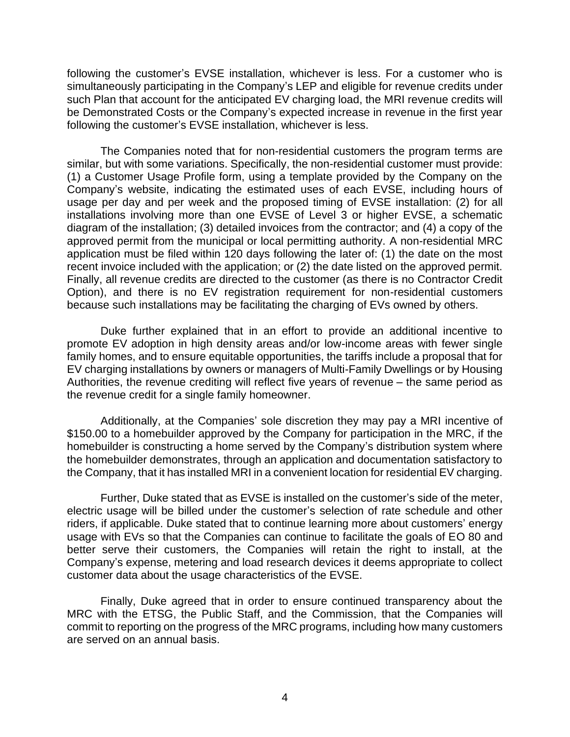following the customer's EVSE installation, whichever is less. For a customer who is simultaneously participating in the Company's LEP and eligible for revenue credits under such Plan that account for the anticipated EV charging load, the MRI revenue credits will be Demonstrated Costs or the Company's expected increase in revenue in the first year following the customer's EVSE installation, whichever is less.

The Companies noted that for non-residential customers the program terms are similar, but with some variations. Specifically, the non-residential customer must provide: (1) a Customer Usage Profile form, using a template provided by the Company on the Company's website, indicating the estimated uses of each EVSE, including hours of usage per day and per week and the proposed timing of EVSE installation: (2) for all installations involving more than one EVSE of Level 3 or higher EVSE, a schematic diagram of the installation; (3) detailed invoices from the contractor; and (4) a copy of the approved permit from the municipal or local permitting authority. A non-residential MRC application must be filed within 120 days following the later of: (1) the date on the most recent invoice included with the application; or (2) the date listed on the approved permit. Finally, all revenue credits are directed to the customer (as there is no Contractor Credit Option), and there is no EV registration requirement for non-residential customers because such installations may be facilitating the charging of EVs owned by others.

Duke further explained that in an effort to provide an additional incentive to promote EV adoption in high density areas and/or low-income areas with fewer single family homes, and to ensure equitable opportunities, the tariffs include a proposal that for EV charging installations by owners or managers of Multi-Family Dwellings or by Housing Authorities, the revenue crediting will reflect five years of revenue – the same period as the revenue credit for a single family homeowner.

Additionally, at the Companies' sole discretion they may pay a MRI incentive of \$150.00 to a homebuilder approved by the Company for participation in the MRC, if the homebuilder is constructing a home served by the Company's distribution system where the homebuilder demonstrates, through an application and documentation satisfactory to the Company, that it has installed MRI in a convenient location for residential EV charging.

Further, Duke stated that as EVSE is installed on the customer's side of the meter, electric usage will be billed under the customer's selection of rate schedule and other riders, if applicable. Duke stated that to continue learning more about customers' energy usage with EVs so that the Companies can continue to facilitate the goals of EO 80 and better serve their customers, the Companies will retain the right to install, at the Company's expense, metering and load research devices it deems appropriate to collect customer data about the usage characteristics of the EVSE.

Finally, Duke agreed that in order to ensure continued transparency about the MRC with the ETSG, the Public Staff, and the Commission, that the Companies will commit to reporting on the progress of the MRC programs, including how many customers are served on an annual basis.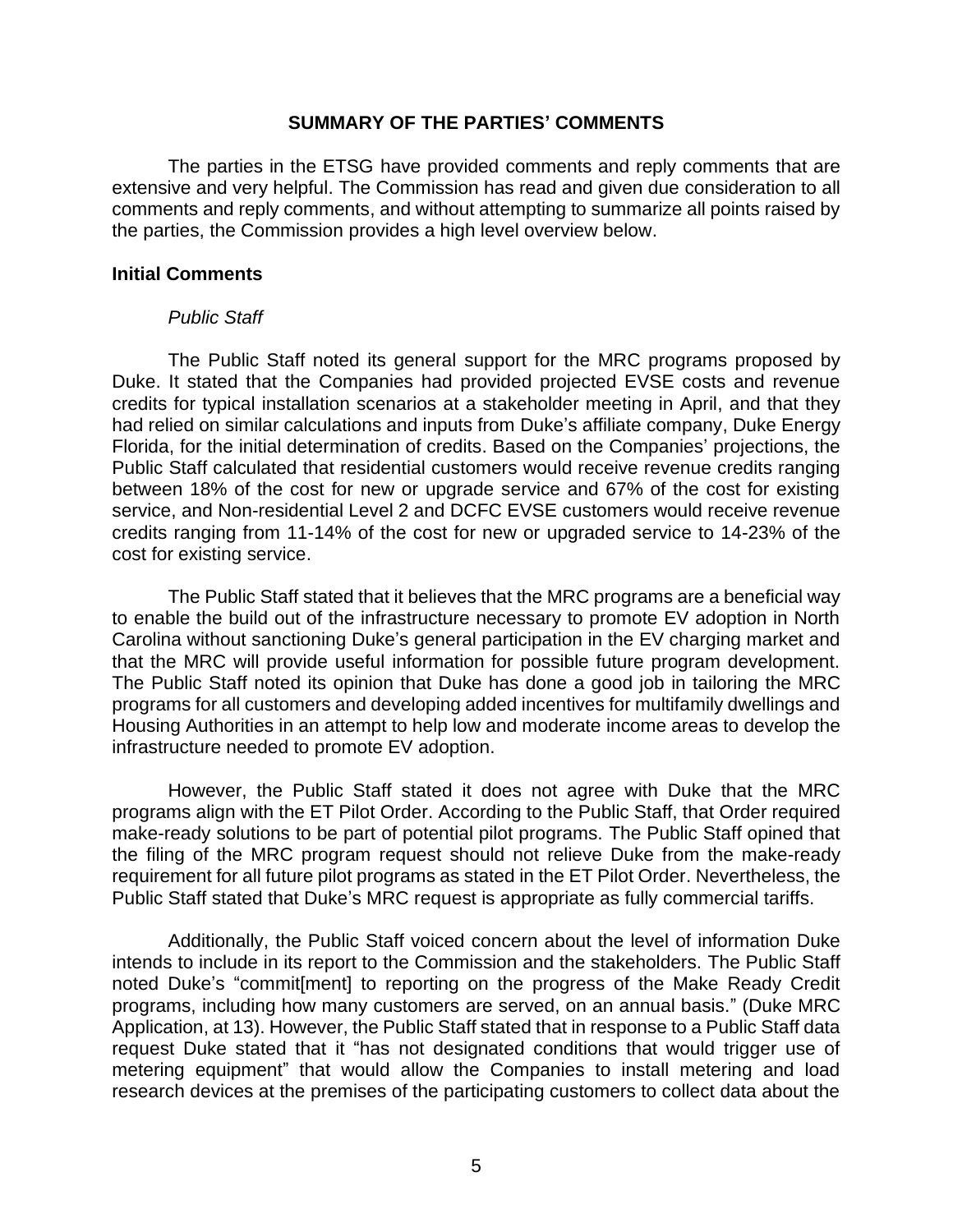## SUMMARY OF THE PARTIES' COMMENTS

The parties in the ETSG have provided comments and reply comments that are extensive and very helpful. The Commission has read and given due consideration to all comments and reply comments, and without attempting to summarize all points raised by the parties, the Commission provides a high level overview below.

### Initial Comments

*Public Staff*

The Public Staff noted its general support for the MRC programs proposed by Duke. It stated that the Companies had provided projected EVSE costs and revenue credits for typical installation scenarios at a stakeholder meeting in April, and that they had relied on similar calculations and inputs from Duke's affiliate company, Duke Energy Florida, for the initial determination of credits. Based on the Companies' projections, the Public Staff calculated that residential customers would receive revenue credits ranging between 18% of the cost for new or upgrade service and 67% of the cost for existing service, and Non-residential Level 2 and DCFC EVSE customers would receive revenue credits ranging from 11-14% of the cost for new or upgraded service to 14-23% of the cost for existing service.

The Public Staff stated that it believes that the MRC programs are a beneficial way to enable the build out of the infrastructure necessary to promote EV adoption in North Carolina without sanctioning Duke's general participation in the EV charging market and that the MRC will provide useful information for possible future program development. The Public Staff noted its opinion that Duke has done a good job in tailoring the MRC programs for all customers and developing added incentives for multifamily dwellings and Housing Authorities in an attempt to help low and moderate income areas to develop the infrastructure needed to promote EV adoption.

However, the Public Staff stated it does not agree with Duke that the MRC programs align with the ET Pilot Order. According to the Public Staff, that Order required make-ready solutions to be part of potential pilot programs. The Public Staff opined that the filing of the MRC program request should not relieve Duke from the make-ready requirement for all future pilot programs as stated in the ET Pilot Order. Nevertheless, the Public Staff stated that Duke's MRC request is appropriate as fully commercial tariffs.

Additionally, the Public Staff voiced concern about the level of information Duke intends to include in its report to the Commission and the stakeholders. The Public Staff noted Duke's "commit[ment] to reporting on the progress of the Make Ready Credit programs, including how many customers are served, on an annual basis." (Duke MRC Application, at 13). However, the Public Staff stated that in response to a Public Staff data request Duke stated that it "has not designated conditions that would trigger use of metering equipment" that would allow the Companies to install metering and load research devices at the premises of the participating customers to collect data about the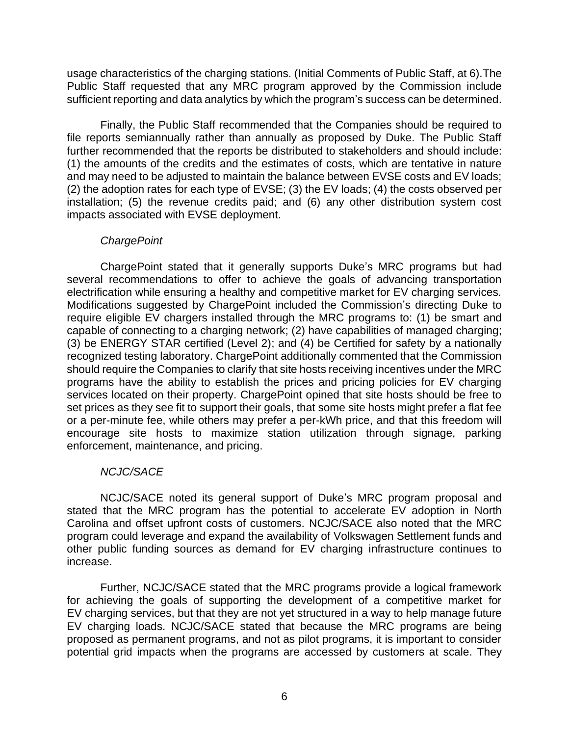usage characteristics of the charging stations. (Initial Comments of Public Staff, at 6).The Public Staff requested that any MRC program approved by the Commission include sufficient reporting and data analytics by which the program's success can be determined.

Finally, the Public Staff recommended that the Companies should be required to file reports semiannually rather than annually as proposed by Duke. The Public Staff further recommended that the reports be distributed to stakeholders and should include: (1) the amounts of the credits and the estimates of costs, which are tentative in nature and may need to be adjusted to maintain the balance between EVSE costs and EV loads; (2) the adoption rates for each type of EVSE; (3) the EV loads; (4) the costs observed per installation; (5) the revenue credits paid; and (6) any other distribution system cost impacts associated with EVSE deployment.

*ChargePoint*

ChargePoint stated that it generally supports Duke's MRC programs but had several recommendations to offer to achieve the goals of advancing transportation electrification while ensuring a healthy and competitive market for EV charging services. Modifications suggested by ChargePoint included the Commission's directing Duke to require eligible EV chargers installed through the MRC programs to: (1) be smart and capable of connecting to a charging network; (2) have capabilities of managed charging; (3) be ENERGY STAR certified (Level 2); and (4) be Certified for safety by a nationally recognized testing laboratory. ChargePoint additionally commented that the Commission should require the Companies to clarify that site hosts receiving incentives under the MRC programs have the ability to establish the prices and pricing policies for EV charging services located on their property. ChargePoint opined that site hosts should be free to set prices as they see fit to support their goals, that some site hosts might prefer a flat fee or a per-minute fee, while others may prefer a per-kWh price, and that this freedom will encourage site hosts to maximize station utilization through signage, parking enforcement, maintenance, and pricing.

*NCJC/SACE*

NCJC/SACE noted its general support of Duke's MRC program proposal and stated that the MRC program has the potential to accelerate EV adoption in North Carolina and offset upfront costs of customers. NCJC/SACE also noted that the MRC program could leverage and expand the availability of Volkswagen Settlement funds and other public funding sources as demand for EV charging infrastructure continues to increase.

Further, NCJC/SACE stated that the MRC programs provide a logical framework for achieving the goals of supporting the development of a competitive market for EV charging services, but that they are not yet structured in a way to help manage future EV charging loads. NCJC/SACE stated that because the MRC programs are being proposed as permanent programs, and not as pilot programs, it is important to consider potential grid impacts when the programs are accessed by customers at scale. They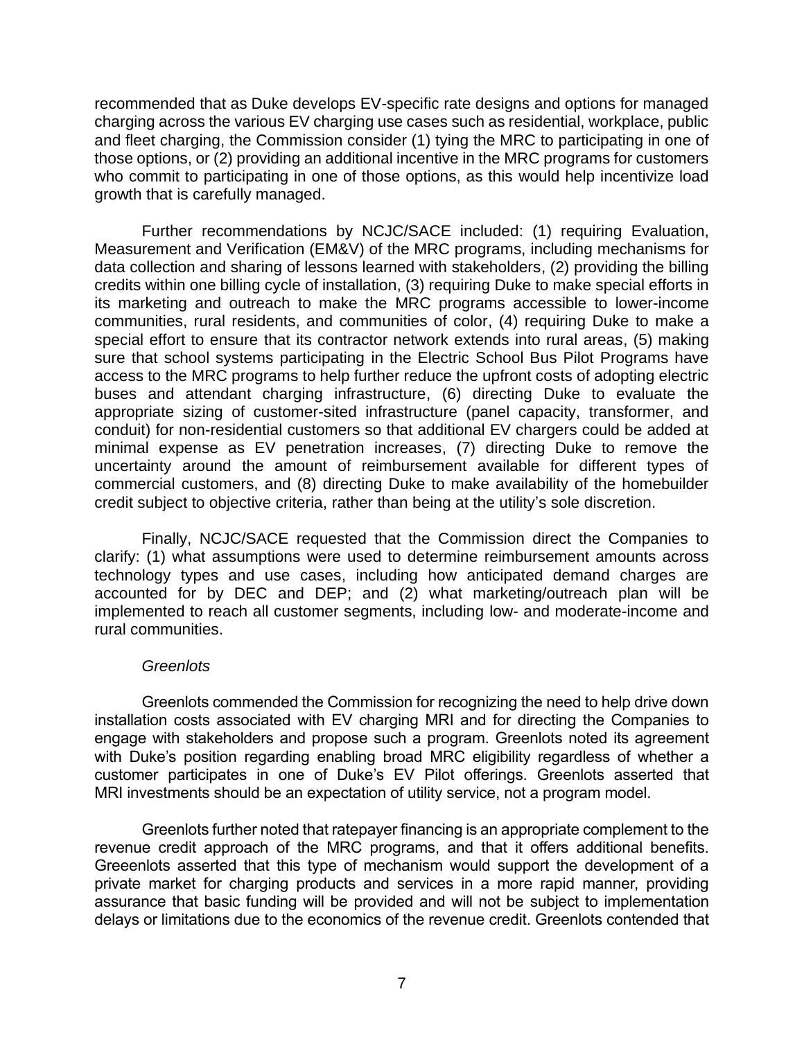recommended that as Duke develops EV-specific rate designs and options for managed charging across the various EV charging use cases such as residential, workplace, public and fleet charging, the Commission consider (1) tying the MRC to participating in one of those options, or (2) providing an additional incentive in the MRC programs for customers who commit to participating in one of those options, as this would help incentivize load growth that is carefully managed.

Further recommendations by NCJC/SACE included: (1) requiring Evaluation, Measurement and Verification (EM&V) of the MRC programs, including mechanisms for data collection and sharing of lessons learned with stakeholders, (2) providing the billing credits within one billing cycle of installation, (3) requiring Duke to make special efforts in its marketing and outreach to make the MRC programs accessible to lower-income communities, rural residents, and communities of color, (4) requiring Duke to make a special effort to ensure that its contractor network extends into rural areas, (5) making sure that school systems participating in the Electric School Bus Pilot Programs have access to the MRC programs to help further reduce the upfront costs of adopting electric buses and attendant charging infrastructure, (6) directing Duke to evaluate the appropriate sizing of customer-sited infrastructure (panel capacity, transformer, and conduit) for non-residential customers so that additional EV chargers could be added at minimal expense as EV penetration increases, (7) directing Duke to remove the uncertainty around the amount of reimbursement available for different types of commercial customers, and (8) directing Duke to make availability of the homebuilder credit subject to objective criteria, rather than being at the utility's sole discretion.

Finally, NCJC/SACE requested that the Commission direct the Companies to clarify: (1) what assumptions were used to determine reimbursement amounts across technology types and use cases, including how anticipated demand charges are accounted for by DEC and DEP; and (2) what marketing/outreach plan will be implemented to reach all customer segments, including low- and moderate-income and rural communities.

*Greenlots*

Greenlots commended the Commission for recognizing the need to help drive down installation costs associated with EV charging MRI and for directing the Companies to engage with stakeholders and propose such a program. Greenlots noted its agreement with Duke's position regarding enabling broad MRC eligibility regardless of whether a customer participates in one of Duke's EV Pilot offerings. Greenlots asserted that MRI investments should be an expectation of utility service, not a program model.

Greenlots further noted that ratepayer financing is an appropriate complement to the revenue credit approach of the MRC programs, and that it offers additional benefits. Greeenlots asserted that this type of mechanism would support the development of a private market for charging products and services in a more rapid manner, providing assurance that basic funding will be provided and will not be subject to implementation delays or limitations due to the economics of the revenue credit. Greenlots contended that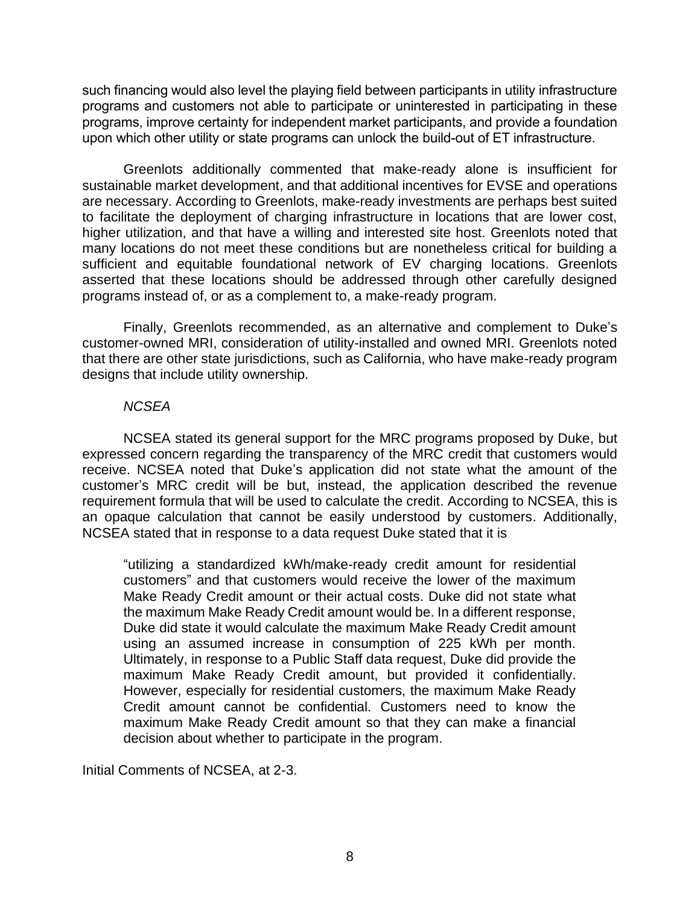such financing would also level the playing field between participants in utility infrastructure programs and customers not able to participate or uninterested in participating in these programs, improve certainty for independent market participants, and provide a foundation upon which other utility or state programs can unlock the build-out of ET infrastructure.

Greenlots additionally commented that make-ready alone is insufficient for sustainable market development, and that additional incentives for EVSE and operations are necessary. According to Greenlots, make-ready investments are perhaps best suited to facilitate the deployment of charging infrastructure in locations that are lower cost, higher utilization, and that have a willing and interested site host. Greenlots noted that many locations do not meet these conditions but are nonetheless critical for building a sufficient and equitable foundational network of EV charging locations. Greenlots asserted that these locations should be addressed through other carefully designed programs instead of, or as a complement to, a make-ready program.

Finally, Greenlots recommended, as an alternative and complement to Duke's customer-owned MRI, consideration of utility-installed and owned MRI. Greenlots noted that there are other state jurisdictions, such as California, who have make-ready program designs that include utility ownership.

*NCSEA*

NCSEA stated its general support for the MRC programs proposed by Duke, but expressed concern regarding the transparency of the MRC credit that customers would receive. NCSEA noted that Duke's application did not state what the amount of the customer's MRC credit will be but, instead, the application described the revenue requirement formula that will be used to calculate the credit. According to NCSEA, this is an opaque calculation that cannot be easily understood by customers. Additionally, NCSEA stated that in response to a data request Duke stated that it is

> "utilizing a standardized kWh/make-ready credit amount for residential customers" and that customers would receive the lower of the maximum Make Ready Credit amount or their actual costs. Duke did not state what the maximum Make Ready Credit amount would be. In a different response, Duke did state it would calculate the maximum Make Ready Credit amount using an assumed increase in consumption of 225 kWh per month. Ultimately, in response to a Public Staff data request, Duke did provide the maximum Make Ready Credit amount, but provided it confidentially. However, especially for residential customers, the maximum Make Ready Credit amount cannot be confidential. Customers need to know the maximum Make Ready Credit amount so that they can make a financial decision about whether to participate in the program.

Initial Comments of NCSEA, at 2-3.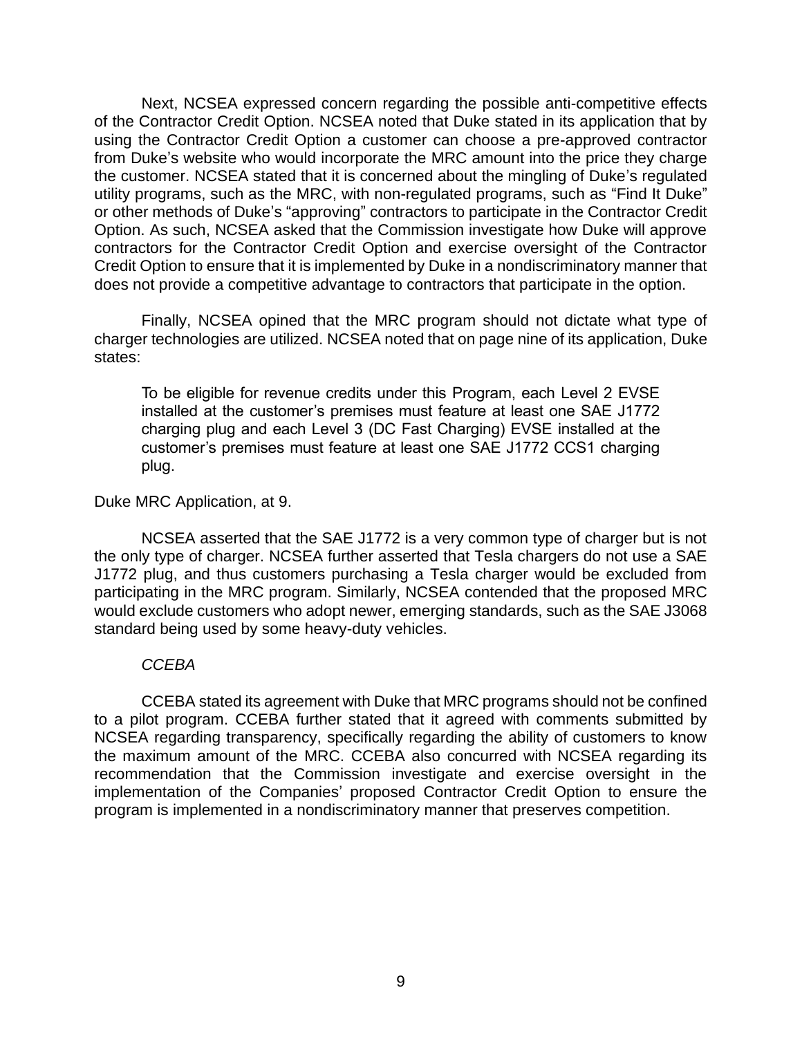Next, NCSEA expressed concern regarding the possible anti-competitive effects of the Contractor Credit Option. NCSEA noted that Duke stated in its application that by using the Contractor Credit Option a customer can choose a pre-approved contractor from Duke's website who would incorporate the MRC amount into the price they charge the customer. NCSEA stated that it is concerned about the mingling of Duke's regulated utility programs, such as the MRC, with non-regulated programs, such as "Find It Duke" or other methods of Duke's "approving" contractors to participate in the Contractor Credit Option. As such, NCSEA asked that the Commission investigate how Duke will approve contractors for the Contractor Credit Option and exercise oversight of the Contractor Credit Option to ensure that it is implemented by Duke in a nondiscriminatory manner that does not provide a competitive advantage to contractors that participate in the option.

Finally, NCSEA opined that the MRC program should not dictate what type of charger technologies are utilized. NCSEA noted that on page nine of its application, Duke states:

> To be eligible for revenue credits under this Program, each Level 2 EVSE installed at the customer's premises must feature at least one SAE J1772 charging plug and each Level 3 (DC Fast Charging) EVSE installed at the customer's premises must feature at least one SAE J1772 CCS1 charging plug.

Duke MRC Application, at 9.

NCSEA asserted that the SAE J1772 is a very common type of charger but is not the only type of charger. NCSEA further asserted that Tesla chargers do not use a SAE J1772 plug, and thus customers purchasing a Tesla charger would be excluded from participating in the MRC program. Similarly, NCSEA contended that the proposed MRC would exclude customers who adopt newer, emerging standards, such as the SAE J3068 standard being used by some heavy-duty vehicles.

*CCEBA*

CCEBA stated its agreement with Duke that MRC programs should not be confined to a pilot program. CCEBA further stated that it agreed with comments submitted by NCSEA regarding transparency, specifically regarding the ability of customers to know the maximum amount of the MRC. CCEBA also concurred with NCSEA regarding its recommendation that the Commission investigate and exercise oversight in the implementation of the Companies' proposed Contractor Credit Option to ensure the program is implemented in a nondiscriminatory manner that preserves competition.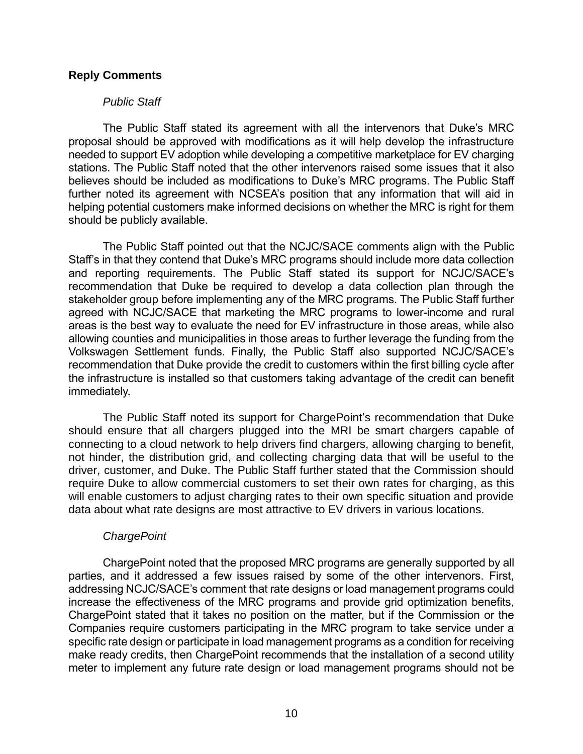**Reply Comments**

*Public Staff*

The Public Staff stated its agreement with all the intervenors that Duke's MRC proposal should be approved with modifications as it will help develop the infrastructure needed to support EV adoption while developing a competitive marketplace for EV charging stations. The Public Staff noted that the other intervenors raised some issues that it also believes should be included as modifications to Duke's MRC programs. The Public Staff further noted its agreement with NCSEA's position that any information that will aid in helping potential customers make informed decisions on whether the MRC is right for them should be publicly available.

The Public Staff pointed out that the NCJC/SACE comments align with the Public Staff's in that they contend that Duke's MRC programs should include more data collection and reporting requirements. The Public Staff stated its support for NCJC/SACE's recommendation that Duke be required to develop a data collection plan through the stakeholder group before implementing any of the MRC programs. The Public Staff further agreed with NCJC/SACE that marketing the MRC programs to lower-income and rural areas is the best way to evaluate the need for EV infrastructure in those areas, while also allowing counties and municipalities in those areas to further leverage the funding from the Volkswagen Settlement funds. Finally, the Public Staff also supported NCJC/SACE's recommendation that Duke provide the credit to customers within the first billing cycle after the infrastructure is installed so that customers taking advantage of the credit can benefit immediately.

The Public Staff noted its support for ChargePoint's recommendation that Duke should ensure that all chargers plugged into the MRI be smart chargers capable of connecting to a cloud network to help drivers find chargers, allowing charging to benefit, not hinder, the distribution grid, and collecting charging data that will be useful to the driver, customer, and Duke. The Public Staff further stated that the Commission should require Duke to allow commercial customers to set their own rates for charging, as this will enable customers to adjust charging rates to their own specific situation and provide data about what rate designs are most attractive to EV drivers in various locations.

*ChargePoint*

ChargePoint noted that the proposed MRC programs are generally supported by all parties, and it addressed a few issues raised by some of the other intervenors. First, addressing NCJC/SACE's comment that rate designs or load management programs could increase the effectiveness of the MRC programs and provide grid optimization benefits, ChargePoint stated that it takes no position on the matter, but if the Commission or the Companies require customers participating in the MRC program to take service under a specific rate design or participate in load management programs as a condition for receiving make ready credits, then ChargePoint recommends that the installation of a second utility meter to implement any future rate design or load management programs should not be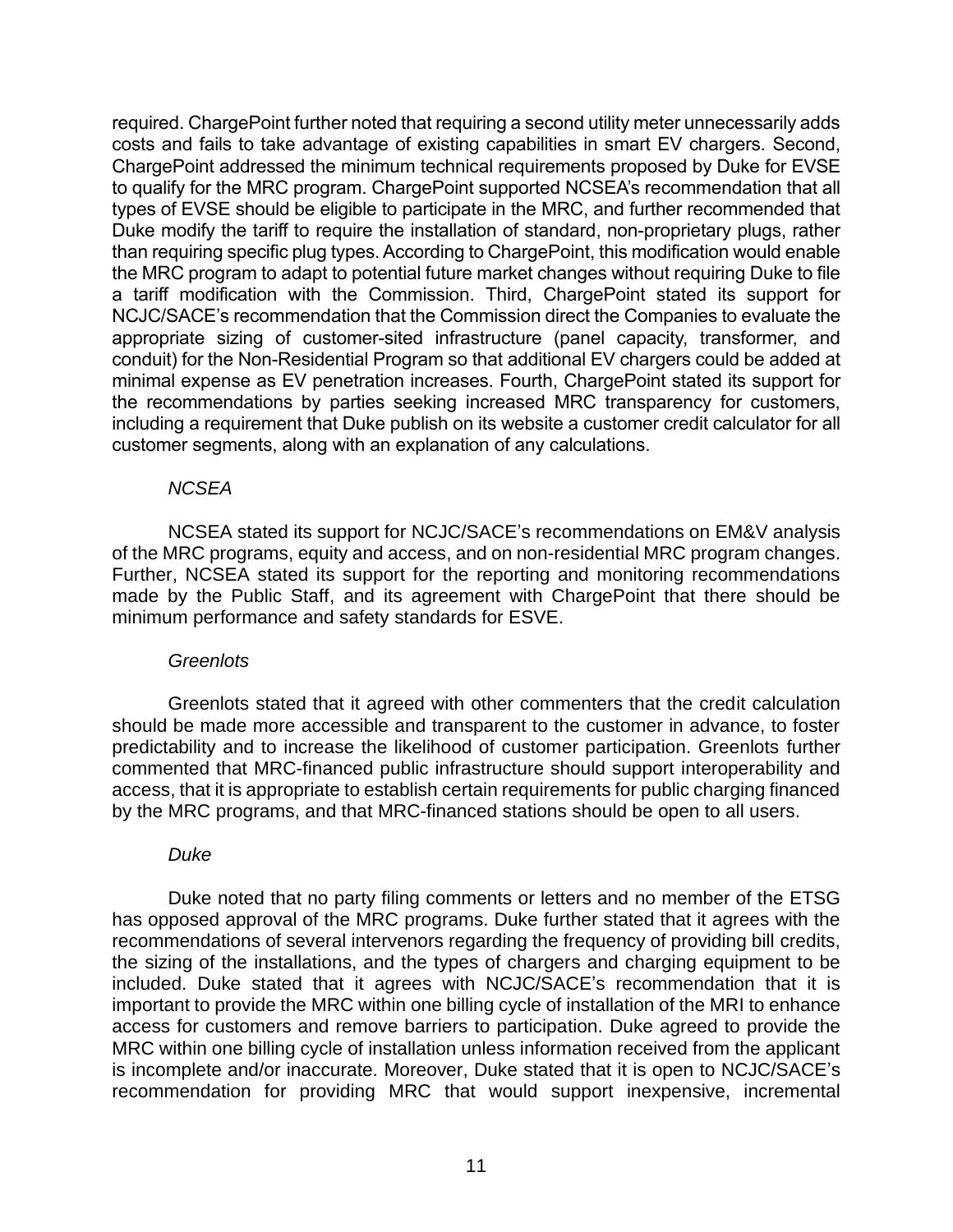required. ChargePoint further noted that requiring a second utility meter unnecessarily adds costs and fails to take advantage of existing capabilities in smart EV chargers. Second, ChargePoint addressed the minimum technical requirements proposed by Duke for EVSE to qualify for the MRC program. ChargePoint supported NCSEA's recommendation that all types of EVSE should be eligible to participate in the MRC, and further recommended that Duke modify the tariff to require the installation of standard, non-proprietary plugs, rather than requiring specific plug types. According to ChargePoint, this modification would enable the MRC program to adapt to potential future market changes without requiring Duke to file a tariff modification with the Commission. Third, ChargePoint stated its support for NCJC/SACE's recommendation that the Commission direct the Companies to evaluate the appropriate sizing of customer-sited infrastructure (panel capacity, transformer, and conduit) for the Non-Residential Program so that additional EV chargers could be added at minimal expense as EV penetration increases. Fourth, ChargePoint stated its support for the recommendations by parties seeking increased MRC transparency for customers, including a requirement that Duke publish on its website a customer credit calculator for all customer segments, along with an explanation of any calculations.

*NCSEA*

NCSEA stated its support for NCJC/SACE's recommendations on EM&V analysis of the MRC programs, equity and access, and on non-residential MRC program changes. Further, NCSEA stated its support for the reporting and monitoring recommendations made by the Public Staff, and its agreement with ChargePoint that there should be minimum performance and safety standards for ESVE.

*Greenlots*

Greenlots stated that it agreed with other commenters that the credit calculation should be made more accessible and transparent to the customer in advance, to foster predictability and to increase the likelihood of customer participation. Greenlots further commented that MRC-financed public infrastructure should support interoperability and access, that it is appropriate to establish certain requirements for public charging financed by the MRC programs, and that MRC-financed stations should be open to all users.

*Duke*

Duke noted that no party filing comments or letters and no member of the ETSG has opposed approval of the MRC programs. Duke further stated that it agrees with the recommendations of several intervenors regarding the frequency of providing bill credits, the sizing of the installations, and the types of chargers and charging equipment to be included. Duke stated that it agrees with NCJC/SACE's recommendation that it is important to provide the MRC within one billing cycle of installation of the MRI to enhance access for customers and remove barriers to participation. Duke agreed to provide the MRC within one billing cycle of installation unless information received from the applicant is incomplete and/or inaccurate. Moreover, Duke stated that it is open to NCJC/SACE's recommendation for providing MRC that would support inexpensive, incremental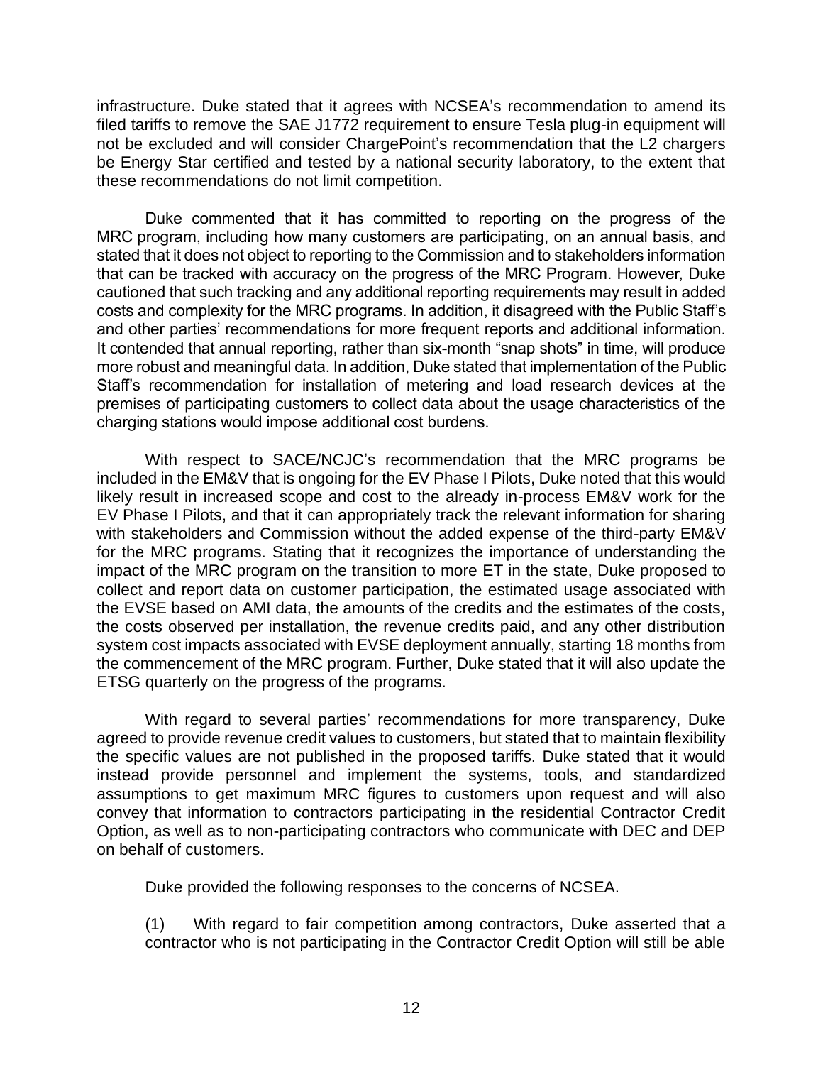infrastructure. Duke stated that it agrees with NCSEA's recommendation to amend its filed tariffs to remove the SAE J1772 requirement to ensure Tesla plug-in equipment will not be excluded and will consider ChargePoint's recommendation that the L2 chargers be Energy Star certified and tested by a national security laboratory, to the extent that these recommendations do not limit competition.

Duke commented that it has committed to reporting on the progress of the MRC program, including how many customers are participating, on an annual basis, and stated that it does not object to reporting to the Commission and to stakeholders information that can be tracked with accuracy on the progress of the MRC Program. However, Duke cautioned that such tracking and any additional reporting requirements may result in added costs and complexity for the MRC programs. In addition, it disagreed with the Public Staff's and other parties' recommendations for more frequent reports and additional information. It contended that annual reporting, rather than six-month "snap shots" in time, will produce more robust and meaningful data. In addition, Duke stated that implementation of the Public Staff's recommendation for installation of metering and load research devices at the premises of participating customers to collect data about the usage characteristics of the charging stations would impose additional cost burdens.

With respect to SACE/NCJC's recommendation that the MRC programs be included in the EM&V that is ongoing for the EV Phase I Pilots, Duke noted that this would likely result in increased scope and cost to the already in-process EM&V work for the EV Phase I Pilots, and that it can appropriately track the relevant information for sharing with stakeholders and Commission without the added expense of the third-party EM&V for the MRC programs. Stating that it recognizes the importance of understanding the impact of the MRC program on the transition to more ET in the state, Duke proposed to collect and report data on customer participation, the estimated usage associated with the EVSE based on AMI data, the amounts of the credits and the estimates of the costs, the costs observed per installation, the revenue credits paid, and any other distribution system cost impacts associated with EVSE deployment annually, starting 18 months from the commencement of the MRC program. Further, Duke stated that it will also update the ETSG quarterly on the progress of the programs.

With regard to several parties' recommendations for more transparency, Duke agreed to provide revenue credit values to customers, but stated that to maintain flexibility the specific values are not published in the proposed tariffs. Duke stated that it would instead provide personnel and implement the systems, tools, and standardized assumptions to get maximum MRC figures to customers upon request and will also convey that information to contractors participating in the residential Contractor Credit Option, as well as to non-participating contractors who communicate with DEC and DEP on behalf of customers.

Duke provided the following responses to the concerns of NCSEA.

(1) With regard to fair competition among contractors, Duke asserted that a contractor who is not participating in the Contractor Credit Option will still be able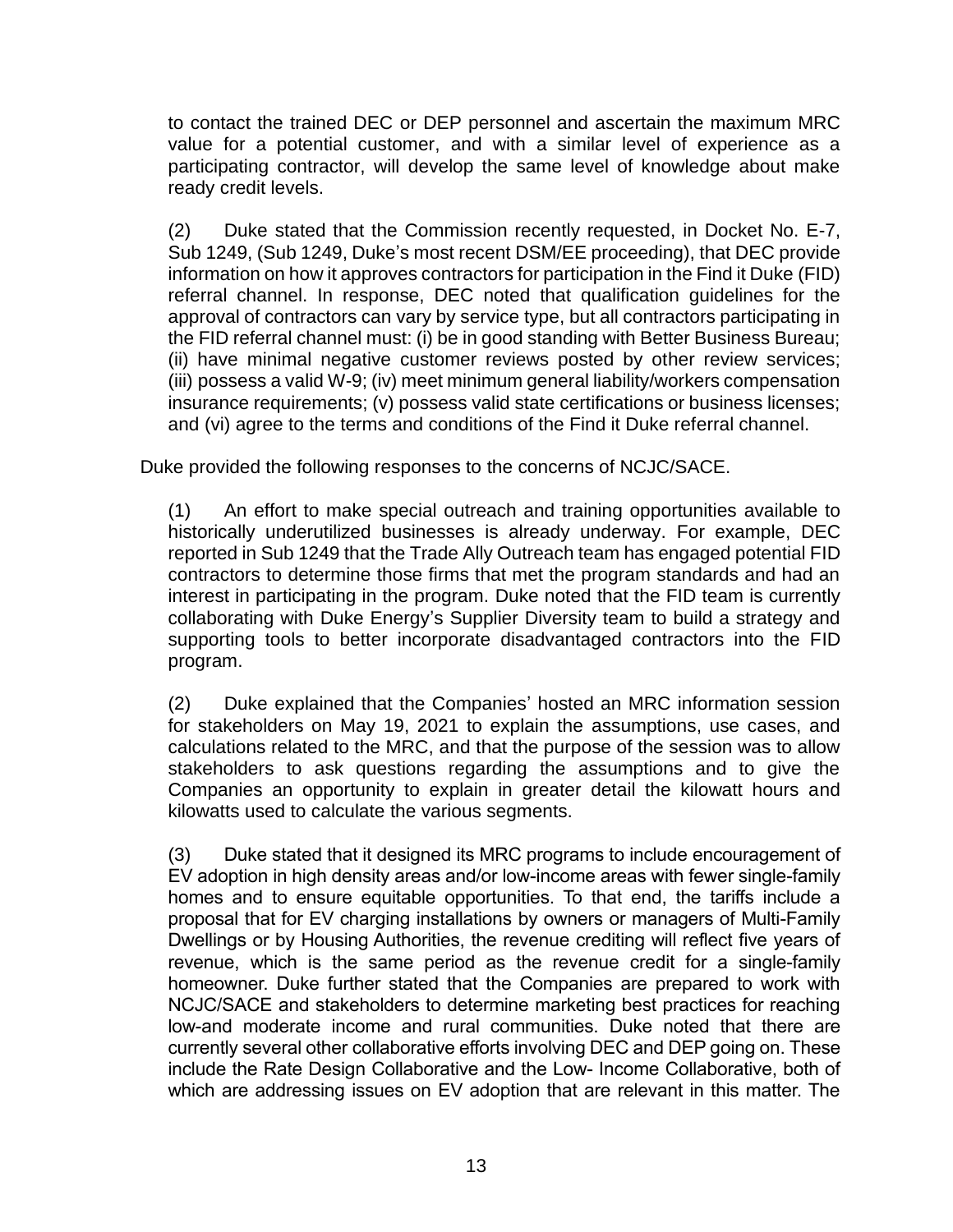to contact the trained DEC or DEP personnel and ascertain the maximum MRC value for a potential customer, and with a similar level of experience as a participating contractor, will develop the same level of knowledge about make ready credit levels.

(2) Duke stated that the Commission recently requested, in Docket No. E-7, Sub 1249, (Sub 1249, Duke's most recent DSM/EE proceeding), that DEC provide information on how it approves contractors for participation in the Find it Duke (FID) referral channel. In response, DEC noted that qualification guidelines for the approval of contractors can vary by service type, but all contractors participating in the FID referral channel must: (i) be in good standing with Better Business Bureau; (ii) have minimal negative customer reviews posted by other review services; (iii) possess a valid W-9; (iv) meet minimum general liability/workers compensation insurance requirements; (v) possess valid state certifications or business licenses; and (vi) agree to the terms and conditions of the Find it Duke referral channel.

Duke provided the following responses to the concerns of NCJC/SACE.

(1) An effort to make special outreach and training opportunities available to historically underutilized businesses is already underway. For example, DEC reported in Sub 1249 that the Trade Ally Outreach team has engaged potential FID contractors to determine those firms that met the program standards and had an interest in participating in the program. Duke noted that the FID team is currently collaborating with Duke Energy's Supplier Diversity team to build a strategy and supporting tools to better incorporate disadvantaged contractors into the FID program.

(2) Duke explained that the Companies' hosted an MRC information session for stakeholders on May 19, 2021 to explain the assumptions, use cases, and calculations related to the MRC, and that the purpose of the session was to allow stakeholders to ask questions regarding the assumptions and to give the Companies an opportunity to explain in greater detail the kilowatt hours and kilowatts used to calculate the various segments.

(3) Duke stated that it designed its MRC programs to include encouragement of EV adoption in high density areas and/or low-income areas with fewer single-family homes and to ensure equitable opportunities. To that end, the tariffs include a proposal that for EV charging installations by owners or managers of Multi-Family Dwellings or by Housing Authorities, the revenue crediting will reflect five years of revenue, which is the same period as the revenue credit for a single-family homeowner. Duke further stated that the Companies are prepared to work with NCJC/SACE and stakeholders to determine marketing best practices for reaching low-and moderate income and rural communities. Duke noted that there are currently several other collaborative efforts involving DEC and DEP going on. These include the Rate Design Collaborative and the Low- Income Collaborative, both of which are addressing issues on EV adoption that are relevant in this matter. The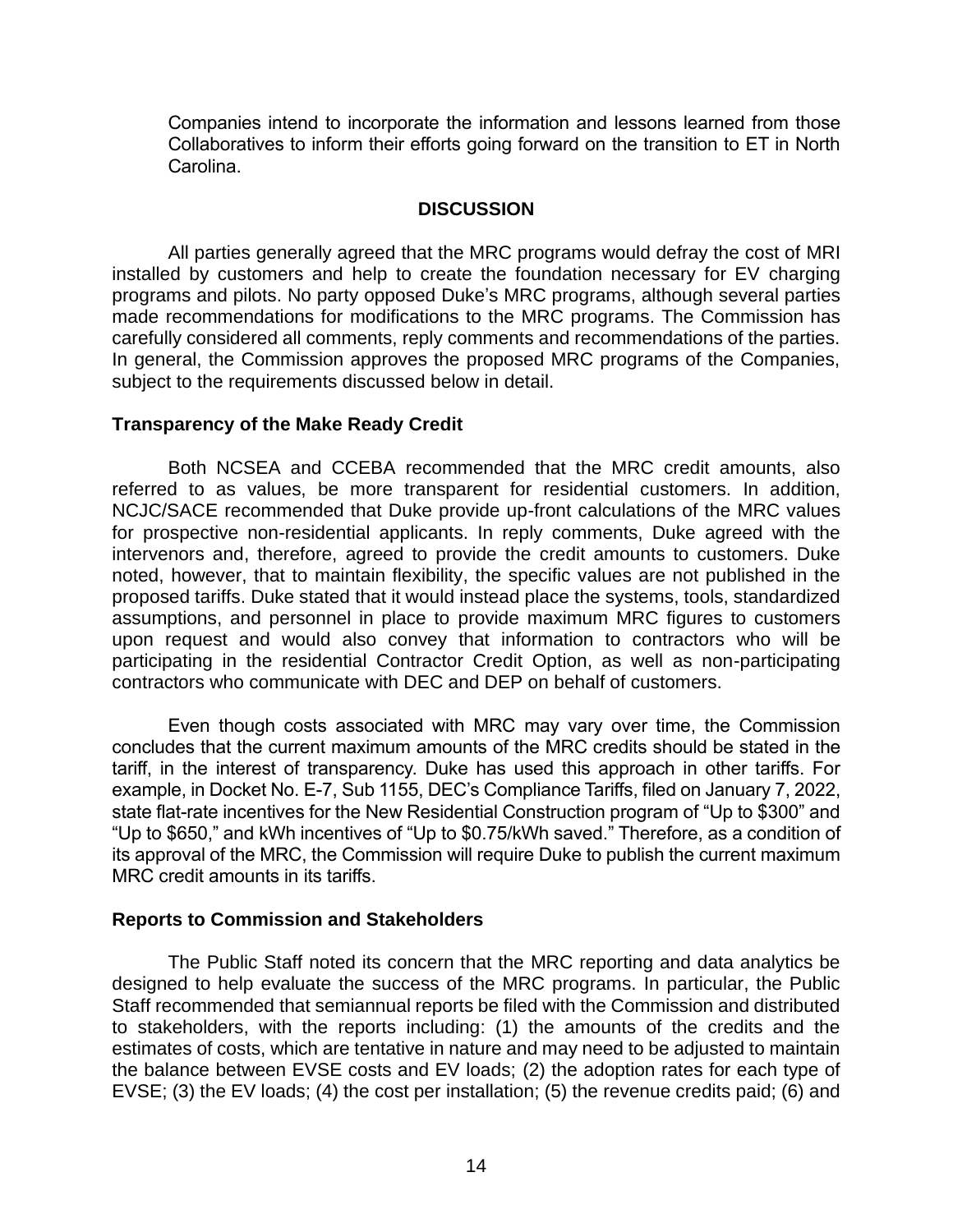Companies intend to incorporate the information and lessons learned from those Collaboratives to inform their efforts going forward on the transition to ET in North Carolina.

## DISCUSSION

All parties generally agreed that the MRC programs would defray the cost of MRI installed by customers and help to create the foundation necessary for EV charging programs and pilots. No party opposed Duke's MRC programs, although several parties made recommendations for modifications to the MRC programs. The Commission has carefully considered all comments, reply comments and recommendations of the parties. In general, the Commission approves the proposed MRC programs of the Companies, subject to the requirements discussed below in detail.

### Transparency of the Make Ready Credit

Both NCSEA and CCEBA recommended that the MRC credit amounts, also referred to as values, be more transparent for residential customers. In addition, NCJC/SACE recommended that Duke provide up-front calculations of the MRC values for prospective non-residential applicants. In reply comments, Duke agreed with the intervenors and, therefore, agreed to provide the credit amounts to customers. Duke noted, however, that to maintain flexibility, the specific values are not published in the proposed tariffs. Duke stated that it would instead place the systems, tools, standardized assumptions, and personnel in place to provide maximum MRC figures to customers upon request and would also convey that information to contractors who will be participating in the residential Contractor Credit Option, as well as non-participating contractors who communicate with DEC and DEP on behalf of customers.

Even though costs associated with MRC may vary over time, the Commission concludes that the current maximum amounts of the MRC credits should be stated in the tariff, in the interest of transparency. Duke has used this approach in other tariffs. For example, in Docket No. E-7, Sub 1155, DEC's Compliance Tariffs, filed on January 7, 2022, state flat-rate incentives for the New Residential Construction program of "Up to $300" and "Up to $650," and kWh incentives of "Up to $0.75/kWh saved." Therefore, as a condition of its approval of the MRC, the Commission will require Duke to publish the current maximum MRC credit amounts in its tariffs.

### Reports to Commission and Stakeholders

The Public Staff noted its concern that the MRC reporting and data analytics be designed to help evaluate the success of the MRC programs. In particular, the Public Staff recommended that semiannual reports be filed with the Commission and distributed to stakeholders, with the reports including: (1) the amounts of the credits and the estimates of costs, which are tentative in nature and may need to be adjusted to maintain the balance between EVSE costs and EV loads; (2) the adoption rates for each type of EVSE; (3) the EV loads; (4) the cost per installation; (5) the revenue credits paid; (6) and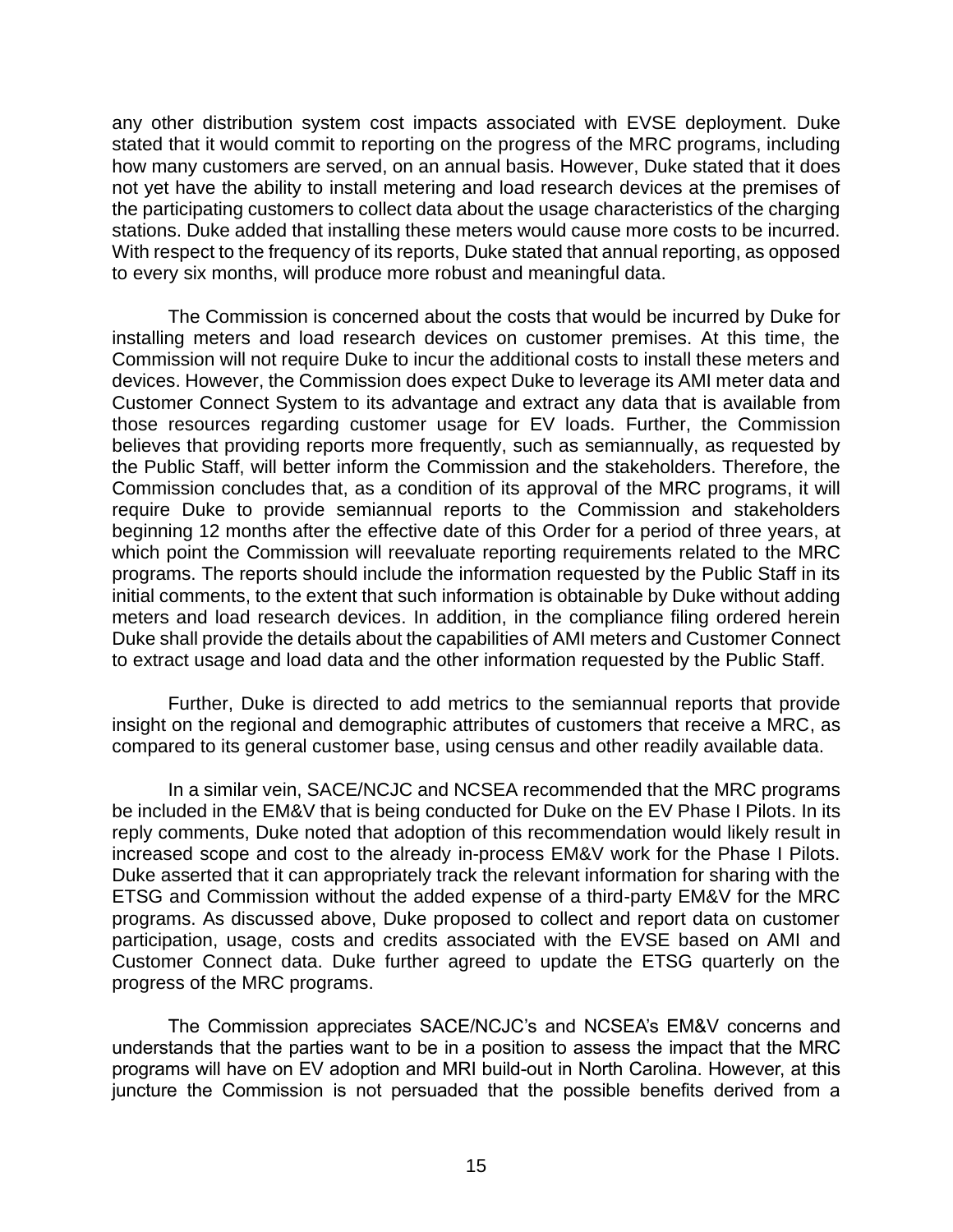any other distribution system cost impacts associated with EVSE deployment. Duke stated that it would commit to reporting on the progress of the MRC programs, including how many customers are served, on an annual basis. However, Duke stated that it does not yet have the ability to install metering and load research devices at the premises of the participating customers to collect data about the usage characteristics of the charging stations. Duke added that installing these meters would cause more costs to be incurred. With respect to the frequency of its reports, Duke stated that annual reporting, as opposed to every six months, will produce more robust and meaningful data.

The Commission is concerned about the costs that would be incurred by Duke for installing meters and load research devices on customer premises. At this time, the Commission will not require Duke to incur the additional costs to install these meters and devices. However, the Commission does expect Duke to leverage its AMI meter data and Customer Connect System to its advantage and extract any data that is available from those resources regarding customer usage for EV loads. Further, the Commission believes that providing reports more frequently, such as semiannually, as requested by the Public Staff, will better inform the Commission and the stakeholders. Therefore, the Commission concludes that, as a condition of its approval of the MRC programs, it will require Duke to provide semiannual reports to the Commission and stakeholders beginning 12 months after the effective date of this Order for a period of three years, at which point the Commission will reevaluate reporting requirements related to the MRC programs. The reports should include the information requested by the Public Staff in its initial comments, to the extent that such information is obtainable by Duke without adding meters and load research devices. In addition, in the compliance filing ordered herein Duke shall provide the details about the capabilities of AMI meters and Customer Connect to extract usage and load data and the other information requested by the Public Staff.

Further, Duke is directed to add metrics to the semiannual reports that provide insight on the regional and demographic attributes of customers that receive a MRC, as compared to its general customer base, using census and other readily available data.

In a similar vein, SACE/NCJC and NCSEA recommended that the MRC programs be included in the EM&V that is being conducted for Duke on the EV Phase I Pilots. In its reply comments, Duke noted that adoption of this recommendation would likely result in increased scope and cost to the already in-process EM&V work for the Phase I Pilots. Duke asserted that it can appropriately track the relevant information for sharing with the ETSG and Commission without the added expense of a third-party EM&V for the MRC programs. As discussed above, Duke proposed to collect and report data on customer participation, usage, costs and credits associated with the EVSE based on AMI and Customer Connect data. Duke further agreed to update the ETSG quarterly on the progress of the MRC programs.

The Commission appreciates SACE/NCJC's and NCSEA's EM&V concerns and understands that the parties want to be in a position to assess the impact that the MRC programs will have on EV adoption and MRI build-out in North Carolina. However, at this juncture the Commission is not persuaded that the possible benefits derived from a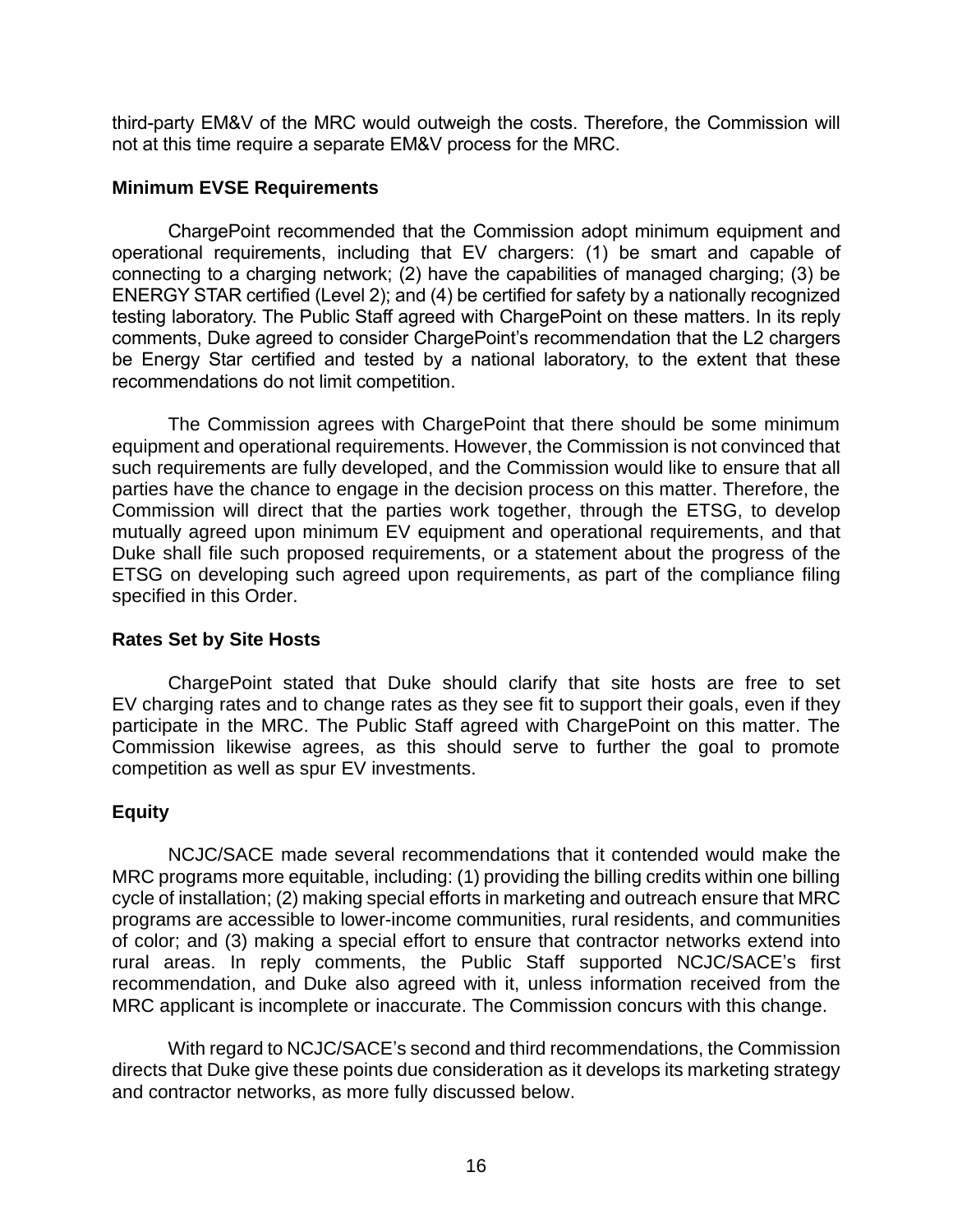third-party EM&V of the MRC would outweigh the costs. Therefore, the Commission will not at this time require a separate EM&V process for the MRC.

**Minimum EVSE Requirements**

ChargePoint recommended that the Commission adopt minimum equipment and operational requirements, including that EV chargers: (1) be smart and capable of connecting to a charging network; (2) have the capabilities of managed charging; (3) be ENERGY STAR certified (Level 2); and (4) be certified for safety by a nationally recognized testing laboratory. The Public Staff agreed with ChargePoint on these matters. In its reply comments, Duke agreed to consider ChargePoint's recommendation that the L2 chargers be Energy Star certified and tested by a national laboratory, to the extent that these recommendations do not limit competition.

The Commission agrees with ChargePoint that there should be some minimum equipment and operational requirements. However, the Commission is not convinced that such requirements are fully developed, and the Commission would like to ensure that all parties have the chance to engage in the decision process on this matter. Therefore, the Commission will direct that the parties work together, through the ETSG, to develop mutually agreed upon minimum EV equipment and operational requirements, and that Duke shall file such proposed requirements, or a statement about the progress of the ETSG on developing such agreed upon requirements, as part of the compliance filing specified in this Order.

**Rates Set by Site Hosts**

ChargePoint stated that Duke should clarify that site hosts are free to set EV charging rates and to change rates as they see fit to support their goals, even if they participate in the MRC. The Public Staff agreed with ChargePoint on this matter. The Commission likewise agrees, as this should serve to further the goal to promote competition as well as spur EV investments.

**Equity**

NCJC/SACE made several recommendations that it contended would make the MRC programs more equitable, including: (1) providing the billing credits within one billing cycle of installation; (2) making special efforts in marketing and outreach ensure that MRC programs are accessible to lower-income communities, rural residents, and communities of color; and (3) making a special effort to ensure that contractor networks extend into rural areas. In reply comments, the Public Staff supported NCJC/SACE's first recommendation, and Duke also agreed with it, unless information received from the MRC applicant is incomplete or inaccurate. The Commission concurs with this change.

With regard to NCJC/SACE's second and third recommendations, the Commission directs that Duke give these points due consideration as it develops its marketing strategy and contractor networks, as more fully discussed below.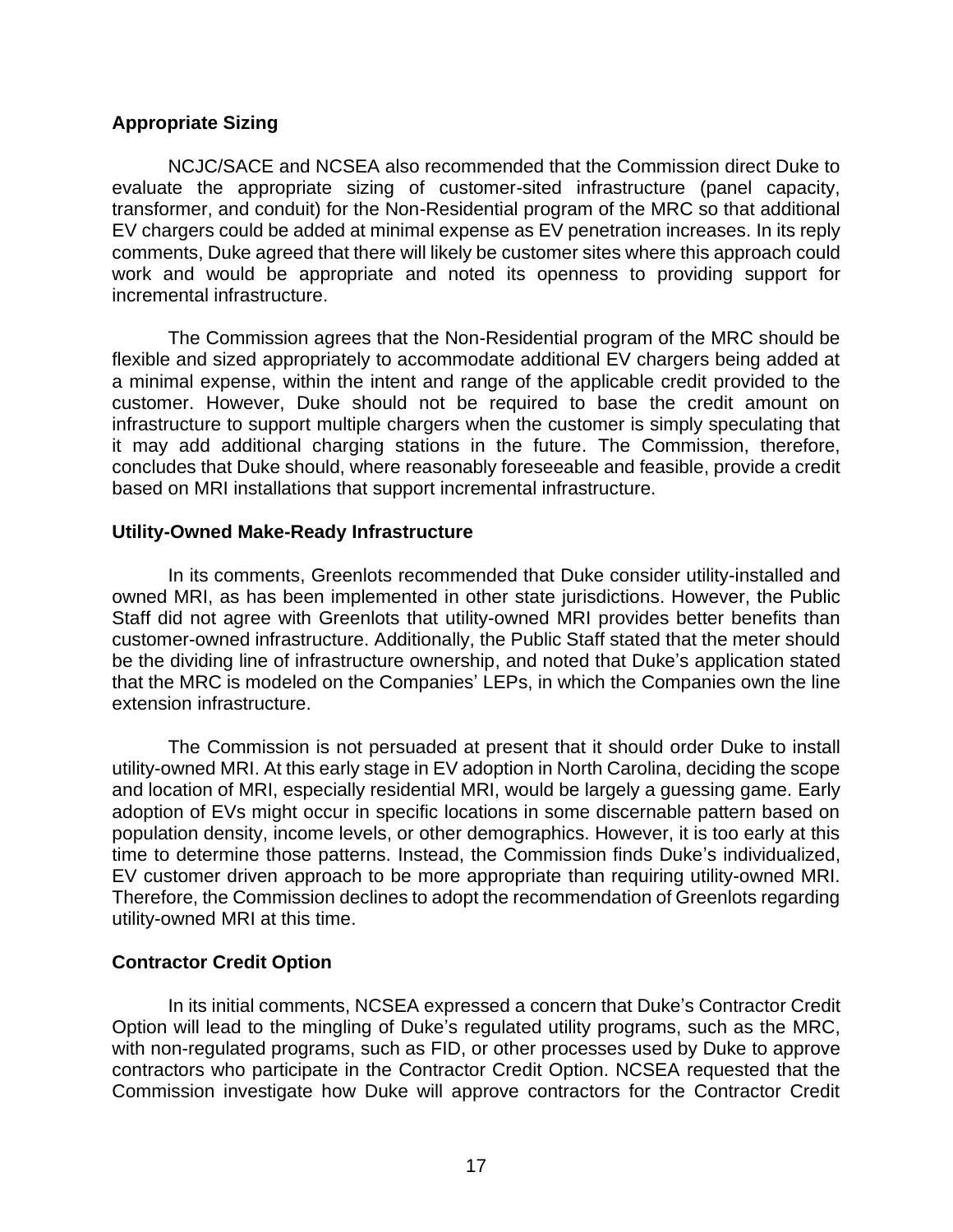**Appropriate Sizing**

NCJC/SACE and NCSEA also recommended that the Commission direct Duke to evaluate the appropriate sizing of customer-sited infrastructure (panel capacity, transformer, and conduit) for the Non-Residential program of the MRC so that additional EV chargers could be added at minimal expense as EV penetration increases. In its reply comments, Duke agreed that there will likely be customer sites where this approach could work and would be appropriate and noted its openness to providing support for incremental infrastructure.

The Commission agrees that the Non-Residential program of the MRC should be flexible and sized appropriately to accommodate additional EV chargers being added at a minimal expense, within the intent and range of the applicable credit provided to the customer. However, Duke should not be required to base the credit amount on infrastructure to support multiple chargers when the customer is simply speculating that it may add additional charging stations in the future. The Commission, therefore, concludes that Duke should, where reasonably foreseeable and feasible, provide a credit based on MRI installations that support incremental infrastructure.

**Utility-Owned Make-Ready Infrastructure**

In its comments, Greenlots recommended that Duke consider utility-installed and owned MRI, as has been implemented in other state jurisdictions. However, the Public Staff did not agree with Greenlots that utility-owned MRI provides better benefits than customer-owned infrastructure. Additionally, the Public Staff stated that the meter should be the dividing line of infrastructure ownership, and noted that Duke's application stated that the MRC is modeled on the Companies' LEPs, in which the Companies own the line extension infrastructure.

The Commission is not persuaded at present that it should order Duke to install utility-owned MRI. At this early stage in EV adoption in North Carolina, deciding the scope and location of MRI, especially residential MRI, would be largely a guessing game. Early adoption of EVs might occur in specific locations in some discernable pattern based on population density, income levels, or other demographics. However, it is too early at this time to determine those patterns. Instead, the Commission finds Duke's individualized, EV customer driven approach to be more appropriate than requiring utility-owned MRI. Therefore, the Commission declines to adopt the recommendation of Greenlots regarding utility-owned MRI at this time.

**Contractor Credit Option**

In its initial comments, NCSEA expressed a concern that Duke's Contractor Credit Option will lead to the mingling of Duke's regulated utility programs, such as the MRC, with non-regulated programs, such as FID, or other processes used by Duke to approve contractors who participate in the Contractor Credit Option. NCSEA requested that the Commission investigate how Duke will approve contractors for the Contractor Credit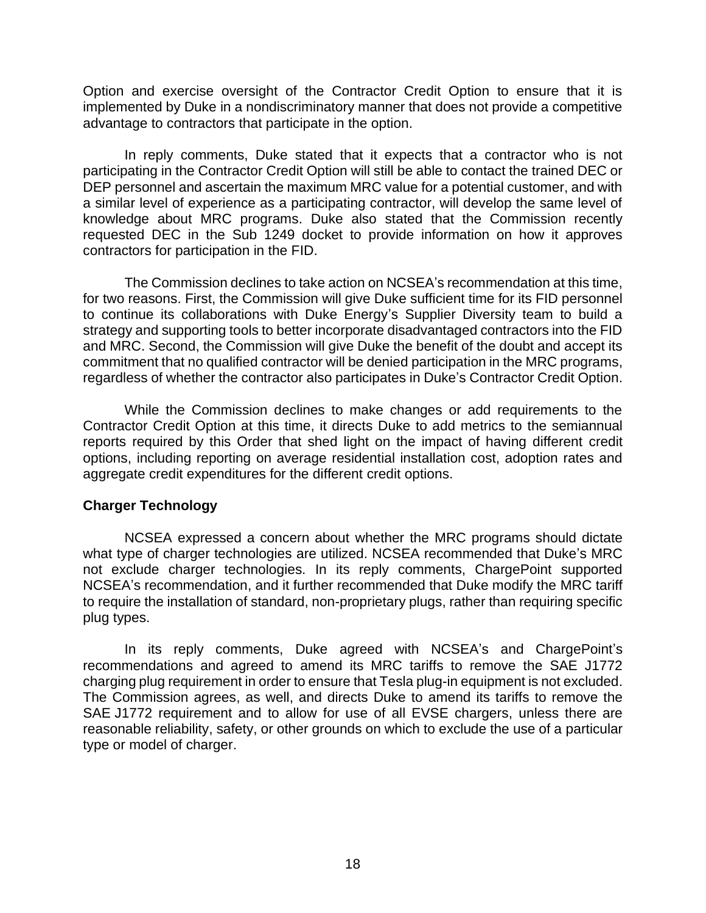Option and exercise oversight of the Contractor Credit Option to ensure that it is implemented by Duke in a nondiscriminatory manner that does not provide a competitive advantage to contractors that participate in the option.

In reply comments, Duke stated that it expects that a contractor who is not participating in the Contractor Credit Option will still be able to contact the trained DEC or DEP personnel and ascertain the maximum MRC value for a potential customer, and with a similar level of experience as a participating contractor, will develop the same level of knowledge about MRC programs. Duke also stated that the Commission recently requested DEC in the Sub 1249 docket to provide information on how it approves contractors for participation in the FID.

The Commission declines to take action on NCSEA's recommendation at this time, for two reasons. First, the Commission will give Duke sufficient time for its FID personnel to continue its collaborations with Duke Energy's Supplier Diversity team to build a strategy and supporting tools to better incorporate disadvantaged contractors into the FID and MRC. Second, the Commission will give Duke the benefit of the doubt and accept its commitment that no qualified contractor will be denied participation in the MRC programs, regardless of whether the contractor also participates in Duke's Contractor Credit Option.

While the Commission declines to make changes or add requirements to the Contractor Credit Option at this time, it directs Duke to add metrics to the semiannual reports required by this Order that shed light on the impact of having different credit options, including reporting on average residential installation cost, adoption rates and aggregate credit expenditures for the different credit options.

**Charger Technology**

NCSEA expressed a concern about whether the MRC programs should dictate what type of charger technologies are utilized. NCSEA recommended that Duke's MRC not exclude charger technologies. In its reply comments, ChargePoint supported NCSEA's recommendation, and it further recommended that Duke modify the MRC tariff to require the installation of standard, non-proprietary plugs, rather than requiring specific plug types.

In its reply comments, Duke agreed with NCSEA's and ChargePoint's recommendations and agreed to amend its MRC tariffs to remove the SAE J1772 charging plug requirement in order to ensure that Tesla plug-in equipment is not excluded. The Commission agrees, as well, and directs Duke to amend its tariffs to remove the SAE J1772 requirement and to allow for use of all EVSE chargers, unless there are reasonable reliability, safety, or other grounds on which to exclude the use of a particular type or model of charger.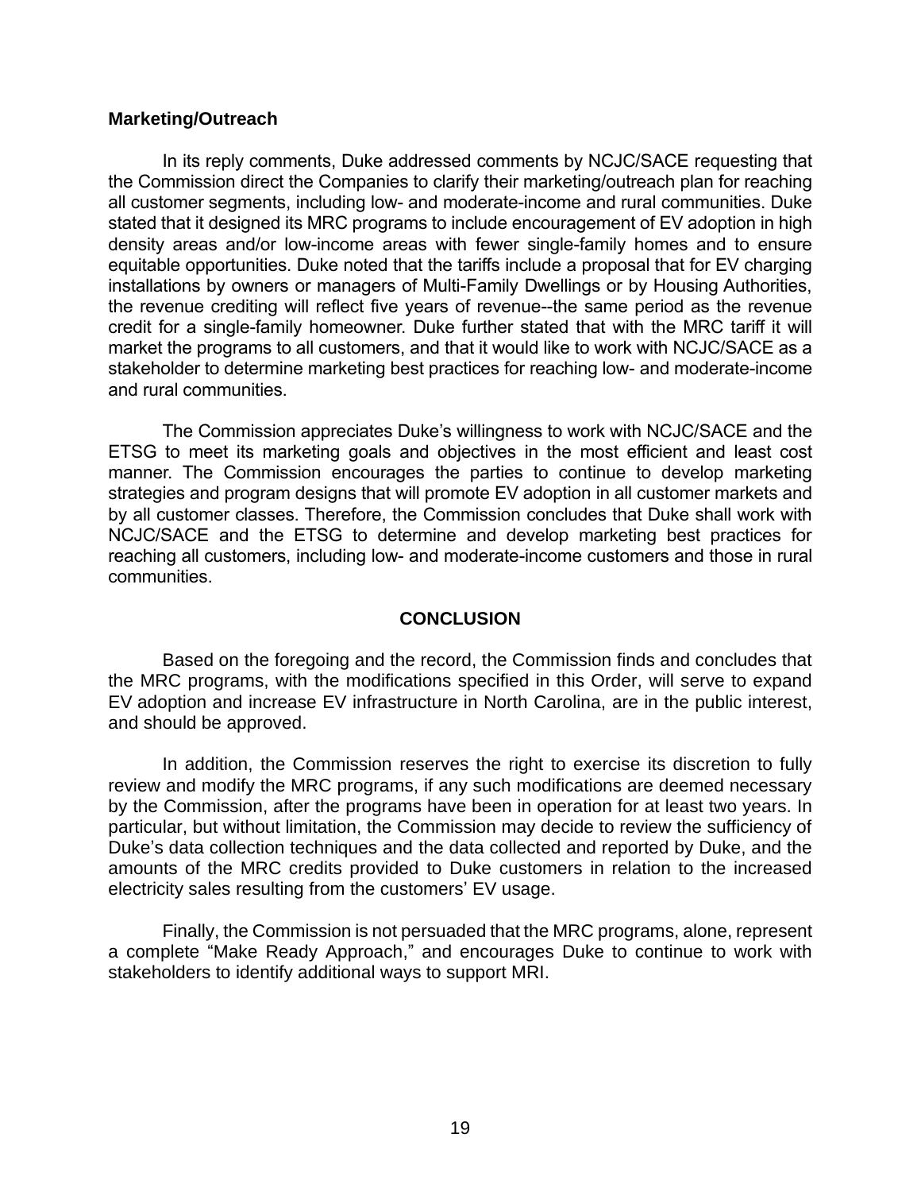**Marketing/Outreach**

In its reply comments, Duke addressed comments by NCJC/SACE requesting that the Commission direct the Companies to clarify their marketing/outreach plan for reaching all customer segments, including low- and moderate-income and rural communities. Duke stated that it designed its MRC programs to include encouragement of EV adoption in high density areas and/or low-income areas with fewer single-family homes and to ensure equitable opportunities. Duke noted that the tariffs include a proposal that for EV charging installations by owners or managers of Multi-Family Dwellings or by Housing Authorities, the revenue crediting will reflect five years of revenue--the same period as the revenue credit for a single-family homeowner. Duke further stated that with the MRC tariff it will market the programs to all customers, and that it would like to work with NCJC/SACE as a stakeholder to determine marketing best practices for reaching low- and moderate-income and rural communities.

The Commission appreciates Duke's willingness to work with NCJC/SACE and the ETSG to meet its marketing goals and objectives in the most efficient and least cost manner. The Commission encourages the parties to continue to develop marketing strategies and program designs that will promote EV adoption in all customer markets and by all customer classes. Therefore, the Commission concludes that Duke shall work with NCJC/SACE and the ETSG to determine and develop marketing best practices for reaching all customers, including low- and moderate-income customers and those in rural communities.

## CONCLUSION

Based on the foregoing and the record, the Commission finds and concludes that the MRC programs, with the modifications specified in this Order, will serve to expand EV adoption and increase EV infrastructure in North Carolina, are in the public interest, and should be approved.

In addition, the Commission reserves the right to exercise its discretion to fully review and modify the MRC programs, if any such modifications are deemed necessary by the Commission, after the programs have been in operation for at least two years. In particular, but without limitation, the Commission may decide to review the sufficiency of Duke's data collection techniques and the data collected and reported by Duke, and the amounts of the MRC credits provided to Duke customers in relation to the increased electricity sales resulting from the customers' EV usage.

Finally, the Commission is not persuaded that the MRC programs, alone, represent a complete "Make Ready Approach," and encourages Duke to continue to work with stakeholders to identify additional ways to support MRI.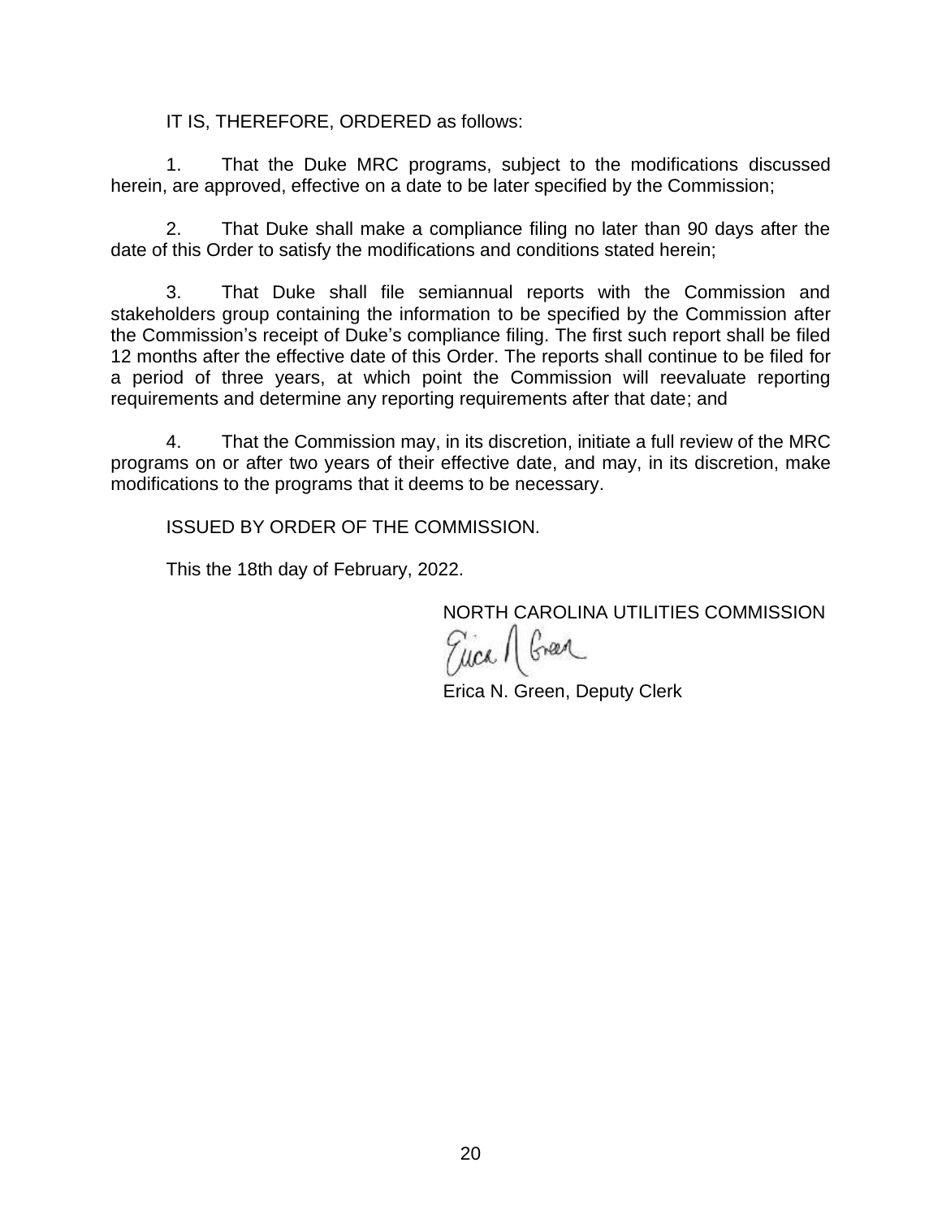IT IS, THEREFORE, ORDERED as follows:

1. That the Duke MRC programs, subject to the modifications discussed herein, are approved, effective on a date to be later specified by the Commission;

2. That Duke shall make a compliance filing no later than 90 days after the date of this Order to satisfy the modifications and conditions stated herein;

3. That Duke shall file semiannual reports with the Commission and stakeholders group containing the information to be specified by the Commission after the Commission's receipt of Duke's compliance filing. The first such report shall be filed 12 months after the effective date of this Order. The reports shall continue to be filed for a period of three years, at which point the Commission will reevaluate reporting requirements and determine any reporting requirements after that date; and

4. That the Commission may, in its discretion, initiate a full review of the MRC programs on or after two years of their effective date, and may, in its discretion, make modifications to the programs that it deems to be necessary.

ISSUED BY ORDER OF THE COMMISSION.

This the 18th day of February, 2022.

NORTH CAROLINA UTILITIES COMMISSION

Erica N. Green, Deputy Clerk